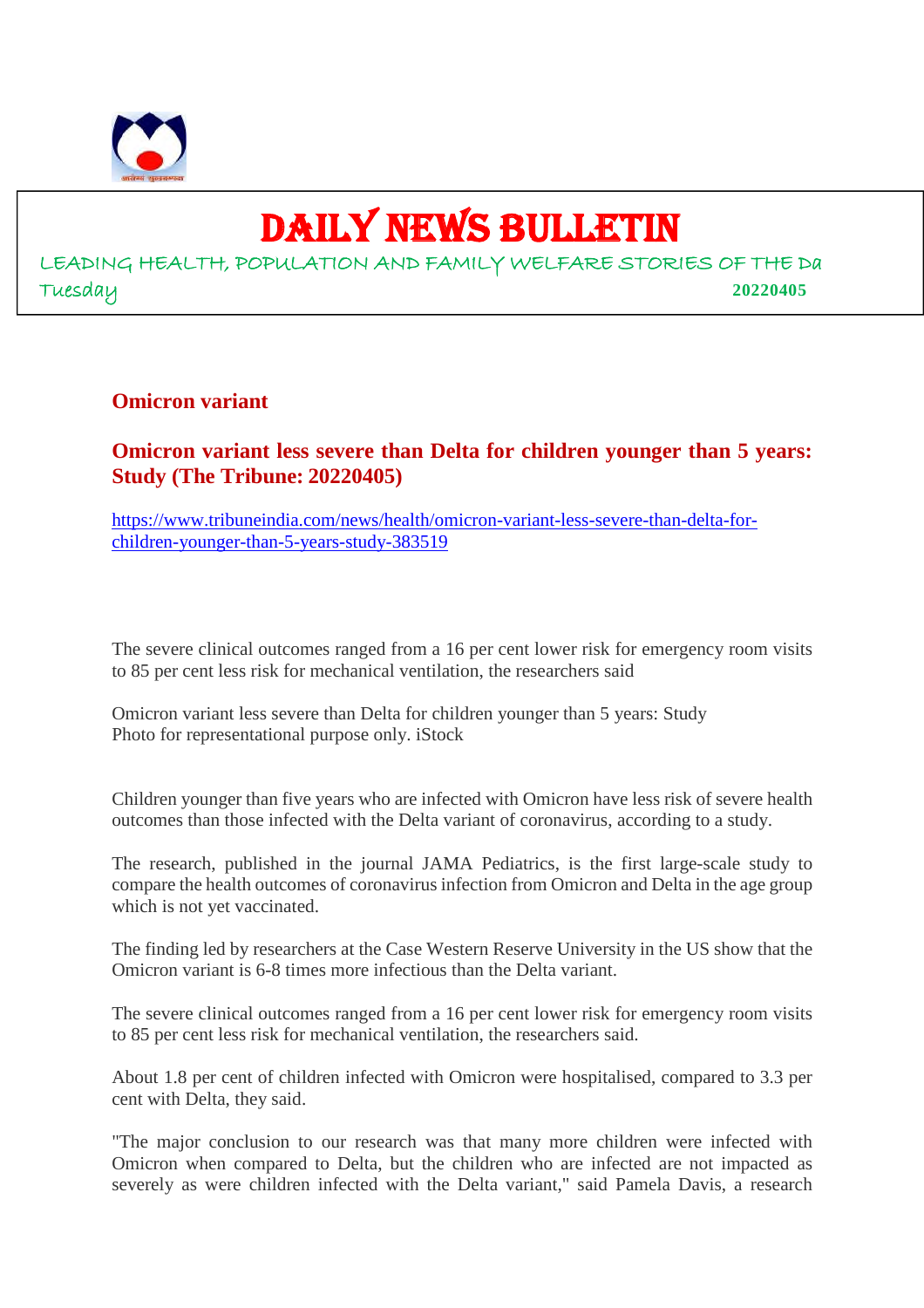# DAILY NEWS BULLETIN

LEADING HEALTH, POPULATION AND FAMILY WELFARE STORIES OF THE Da

Tuesday **20220405**

## Omicron variant

### Omicron variant less severe than Delta for children younger than 5 years: Study (The Tribune: 20220405)

https://www.tribuneindia.com/news/health/omicron-variant-less-severe-than-delta-for-children-younger-than-5-years-study-383519

The severe clinical outcomes ranged from a 16 per cent lower risk for emergency room visits to 85 per cent less risk for mechanical ventilation, the researchers said

Omicron variant less severe than Delta for children younger than 5 years: Study
Photo for representational purpose only. iStock

Children younger than five years who are infected with Omicron have less risk of severe health outcomes than those infected with the Delta variant of coronavirus, according to a study.

The research, published in the journal JAMA Pediatrics, is the first large-scale study to compare the health outcomes of coronavirus infection from Omicron and Delta in the age group which is not yet vaccinated.

The finding led by researchers at the Case Western Reserve University in the US show that the Omicron variant is 6-8 times more infectious than the Delta variant.

The severe clinical outcomes ranged from a 16 per cent lower risk for emergency room visits to 85 per cent less risk for mechanical ventilation, the researchers said.

About 1.8 per cent of children infected with Omicron were hospitalised, compared to 3.3 per cent with Delta, they said.

"The major conclusion to our research was that many more children were infected with Omicron when compared to Delta, but the children who are infected are not impacted as severely as were children infected with the Delta variant," said Pamela Davis, a research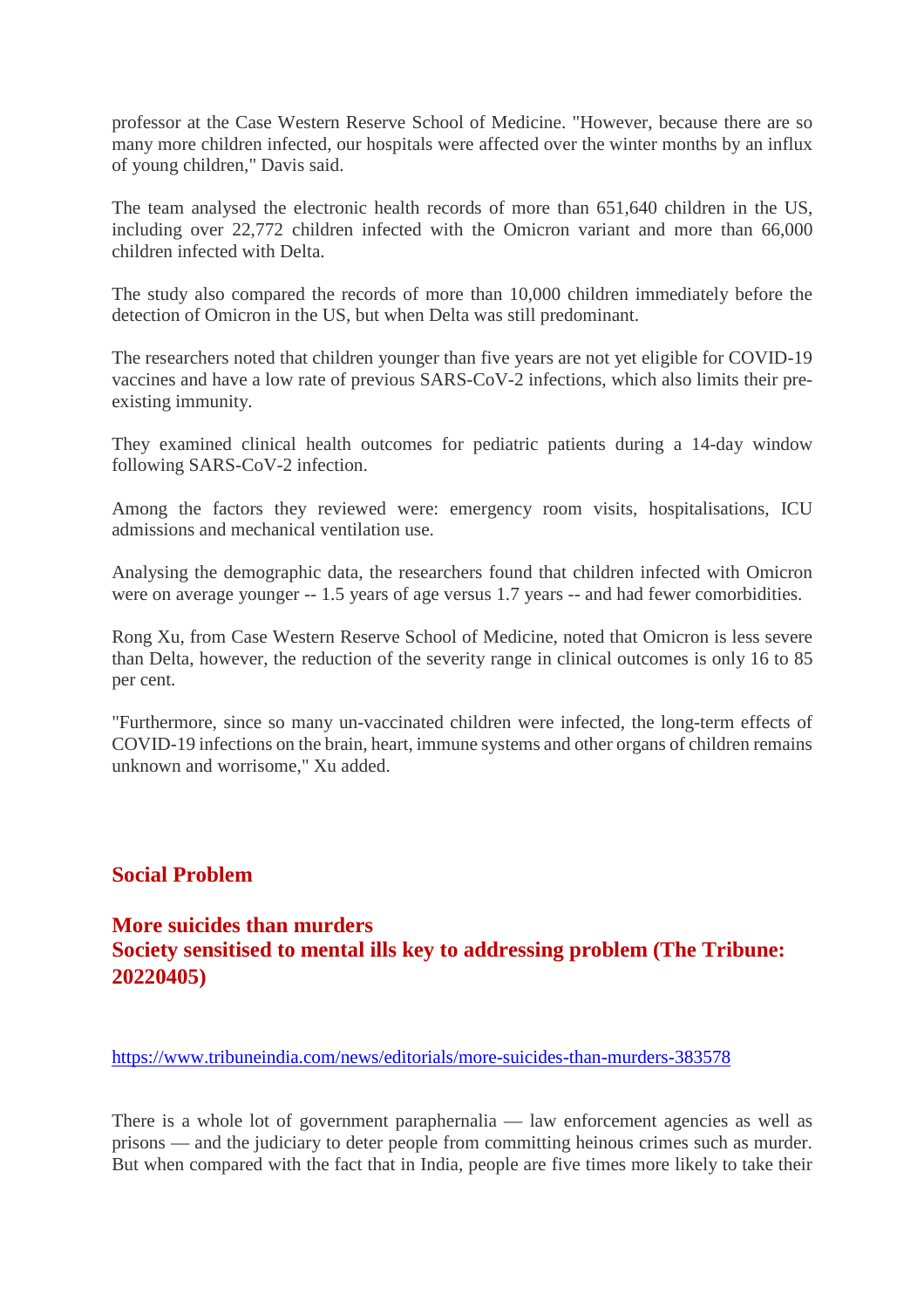professor at the Case Western Reserve School of Medicine. "However, because there are so many more children infected, our hospitals were affected over the winter months by an influx of young children," Davis said.

The team analysed the electronic health records of more than 651,640 children in the US, including over 22,772 children infected with the Omicron variant and more than 66,000 children infected with Delta.

The study also compared the records of more than 10,000 children immediately before the detection of Omicron in the US, but when Delta was still predominant.

The researchers noted that children younger than five years are not yet eligible for COVID-19 vaccines and have a low rate of previous SARS-CoV-2 infections, which also limits their pre-existing immunity.

They examined clinical health outcomes for pediatric patients during a 14-day window following SARS-CoV-2 infection.

Among the factors they reviewed were: emergency room visits, hospitalisations, ICU admissions and mechanical ventilation use.

Analysing the demographic data, the researchers found that children infected with Omicron were on average younger -- 1.5 years of age versus 1.7 years -- and had fewer comorbidities.

Rong Xu, from Case Western Reserve School of Medicine, noted that Omicron is less severe than Delta, however, the reduction of the severity range in clinical outcomes is only 16 to 85 per cent.

"Furthermore, since so many un-vaccinated children were infected, the long-term effects of COVID-19 infections on the brain, heart, immune systems and other organs of children remains unknown and worrisome," Xu added.

## Social Problem

## More suicides than murders
## Society sensitised to mental ills key to addressing problem (The Tribune: 20220405)

https://www.tribuneindia.com/news/editorials/more-suicides-than-murders-383578

There is a whole lot of government paraphernalia — law enforcement agencies as well as prisons — and the judiciary to deter people from committing heinous crimes such as murder. But when compared with the fact that in India, people are five times more likely to take their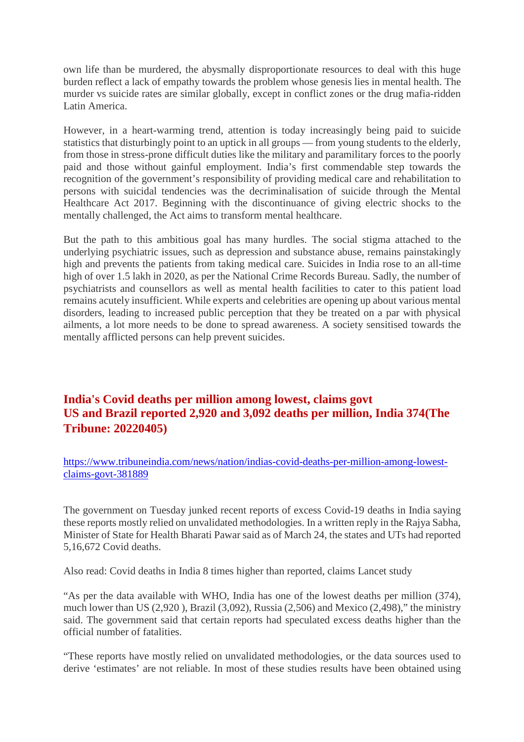own life than be murdered, the abysmally disproportionate resources to deal with this huge burden reflect a lack of empathy towards the problem whose genesis lies in mental health. The murder vs suicide rates are similar globally, except in conflict zones or the drug mafia-ridden Latin America.

However, in a heart-warming trend, attention is today increasingly being paid to suicide statistics that disturbingly point to an uptick in all groups — from young students to the elderly, from those in stress-prone difficult duties like the military and paramilitary forces to the poorly paid and those without gainful employment. India's first commendable step towards the recognition of the government's responsibility of providing medical care and rehabilitation to persons with suicidal tendencies was the decriminalisation of suicide through the Mental Healthcare Act 2017. Beginning with the discontinuance of giving electric shocks to the mentally challenged, the Act aims to transform mental healthcare.

But the path to this ambitious goal has many hurdles. The social stigma attached to the underlying psychiatric issues, such as depression and substance abuse, remains painstakingly high and prevents the patients from taking medical care. Suicides in India rose to an all-time high of over 1.5 lakh in 2020, as per the National Crime Records Bureau. Sadly, the number of psychiatrists and counsellors as well as mental health facilities to cater to this patient load remains acutely insufficient. While experts and celebrities are opening up about various mental disorders, leading to increased public perception that they be treated on a par with physical ailments, a lot more needs to be done to spread awareness. A society sensitised towards the mentally afflicted persons can help prevent suicides.

## India's Covid deaths per million among lowest, claims govt
## US and Brazil reported 2,920 and 3,092 deaths per million, India 374(The Tribune: 20220405)

https://www.tribuneindia.com/news/nation/indias-covid-deaths-per-million-among-lowest-claims-govt-381889

The government on Tuesday junked recent reports of excess Covid-19 deaths in India saying these reports mostly relied on unvalidated methodologies. In a written reply in the Rajya Sabha, Minister of State for Health Bharati Pawar said as of March 24, the states and UTs had reported 5,16,672 Covid deaths.

Also read: Covid deaths in India 8 times higher than reported, claims Lancet study

"As per the data available with WHO, India has one of the lowest deaths per million (374), much lower than US (2,920 ), Brazil (3,092), Russia (2,506) and Mexico (2,498)," the ministry said. The government said that certain reports had speculated excess deaths higher than the official number of fatalities.

"These reports have mostly relied on unvalidated methodologies, or the data sources used to derive 'estimates' are not reliable. In most of these studies results have been obtained using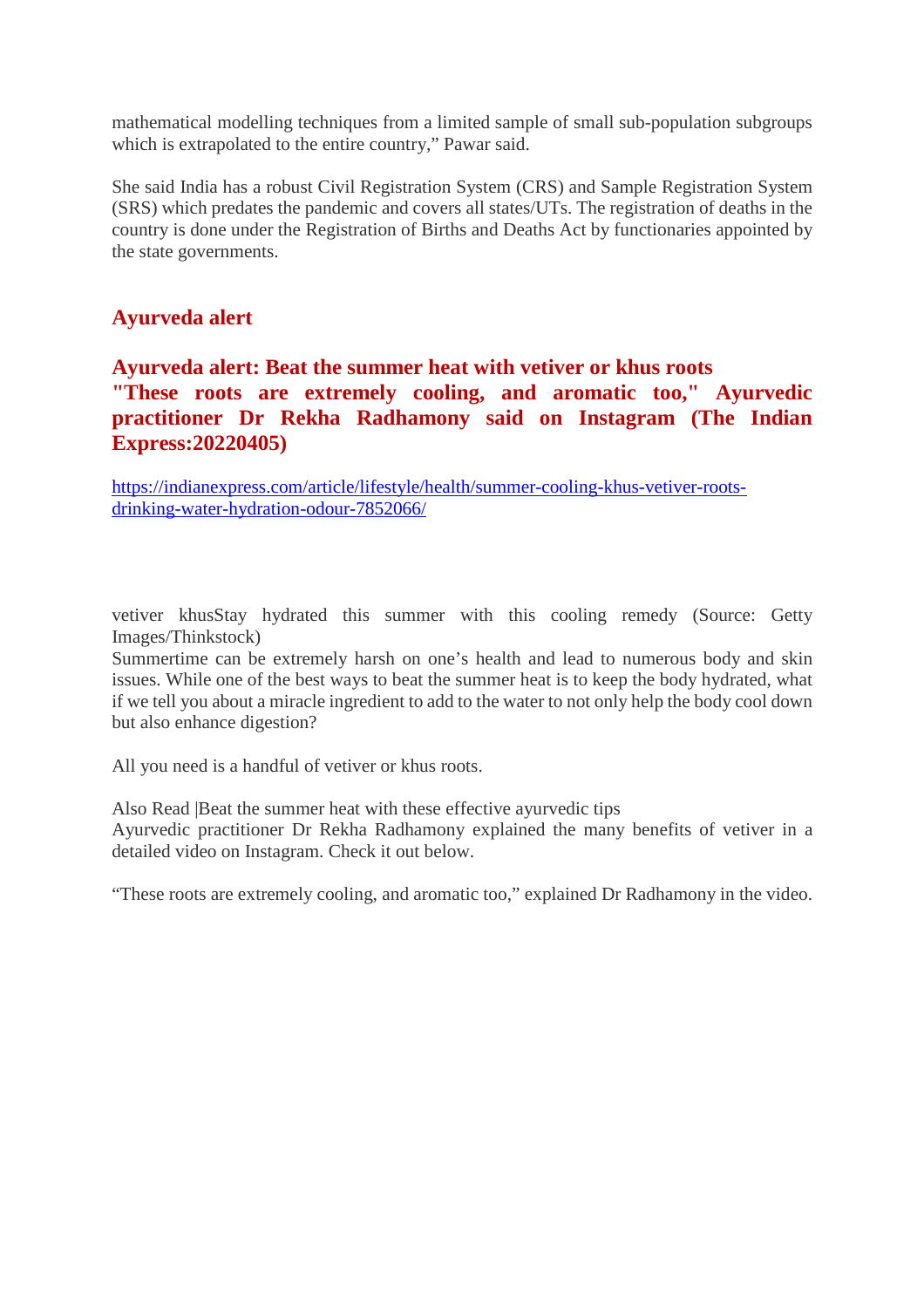mathematical modelling techniques from a limited sample of small sub-population subgroups which is extrapolated to the entire country," Pawar said.

She said India has a robust Civil Registration System (CRS) and Sample Registration System (SRS) which predates the pandemic and covers all states/UTs. The registration of deaths in the country is done under the Registration of Births and Deaths Act by functionaries appointed by the state governments.

## Ayurveda alert

### Ayurveda alert: Beat the summer heat with vetiver or khus roots "These roots are extremely cooling, and aromatic too," Ayurvedic practitioner Dr Rekha Radhamony said on Instagram (The Indian Express:20220405)

https://indianexpress.com/article/lifestyle/health/summer-cooling-khus-vetiver-roots-drinking-water-hydration-odour-7852066/

vetiver khusStay hydrated this summer with this cooling remedy (Source: Getty Images/Thinkstock)
Summertime can be extremely harsh on one's health and lead to numerous body and skin issues. While one of the best ways to beat the summer heat is to keep the body hydrated, what if we tell you about a miracle ingredient to add to the water to not only help the body cool down but also enhance digestion?

All you need is a handful of vetiver or khus roots.

Also Read |Beat the summer heat with these effective ayurvedic tips
Ayurvedic practitioner Dr Rekha Radhamony explained the many benefits of vetiver in a detailed video on Instagram. Check it out below.

"These roots are extremely cooling, and aromatic too," explained Dr Radhamony in the video.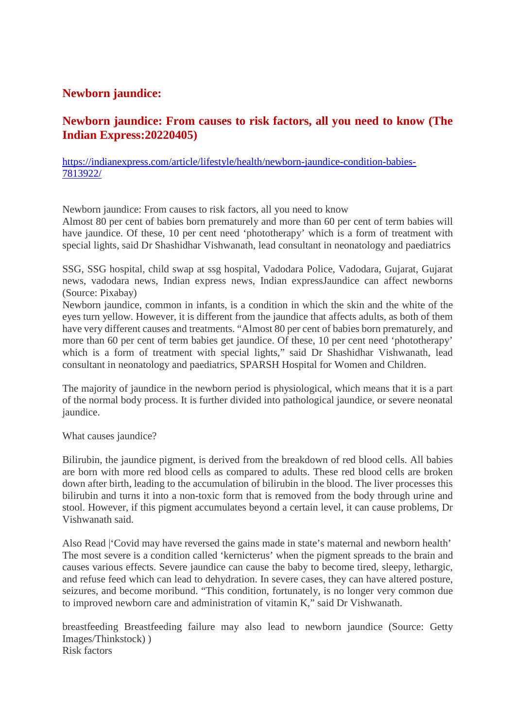## Newborn jaundice:

## Newborn jaundice: From causes to risk factors, all you need to know (The Indian Express:20220405)

[https://indianexpress.com/article/lifestyle/health/newborn-jaundice-condition-babies-7813922/](https://indianexpress.com/article/lifestyle/health/newborn-jaundice-condition-babies-7813922/)

Newborn jaundice: From causes to risk factors, all you need to know
Almost 80 per cent of babies born prematurely and more than 60 per cent of term babies will have jaundice. Of these, 10 per cent need 'phototherapy' which is a form of treatment with special lights, said Dr Shashidhar Vishwanath, lead consultant in neonatology and paediatrics

SSG, SSG hospital, child swap at ssg hospital, Vadodara Police, Vadodara, Gujarat, Gujarat news, vadodara news, Indian express news, Indian expressJaundice can affect newborns (Source: Pixabay)
Newborn jaundice, common in infants, is a condition in which the skin and the white of the eyes turn yellow. However, it is different from the jaundice that affects adults, as both of them have very different causes and treatments. "Almost 80 per cent of babies born prematurely, and more than 60 per cent of term babies get jaundice. Of these, 10 per cent need 'phototherapy' which is a form of treatment with special lights," said Dr Shashidhar Vishwanath, lead consultant in neonatology and paediatrics, SPARSH Hospital for Women and Children.

The majority of jaundice in the newborn period is physiological, which means that it is a part of the normal body process. It is further divided into pathological jaundice, or severe neonatal jaundice.

What causes jaundice?

Bilirubin, the jaundice pigment, is derived from the breakdown of red blood cells. All babies are born with more red blood cells as compared to adults. These red blood cells are broken down after birth, leading to the accumulation of bilirubin in the blood. The liver processes this bilirubin and turns it into a non-toxic form that is removed from the body through urine and stool. However, if this pigment accumulates beyond a certain level, it can cause problems, Dr Vishwanath said.

Also Read |'Covid may have reversed the gains made in state's maternal and newborn health'
The most severe is a condition called 'kernicterus' when the pigment spreads to the brain and causes various effects. Severe jaundice can cause the baby to become tired, sleepy, lethargic, and refuse feed which can lead to dehydration. In severe cases, they can have altered posture, seizures, and become moribund. "This condition, fortunately, is no longer very common due to improved newborn care and administration of vitamin K," said Dr Vishwanath.

breastfeeding Breastfeeding failure may also lead to newborn jaundice (Source: Getty Images/Thinkstock) )
Risk factors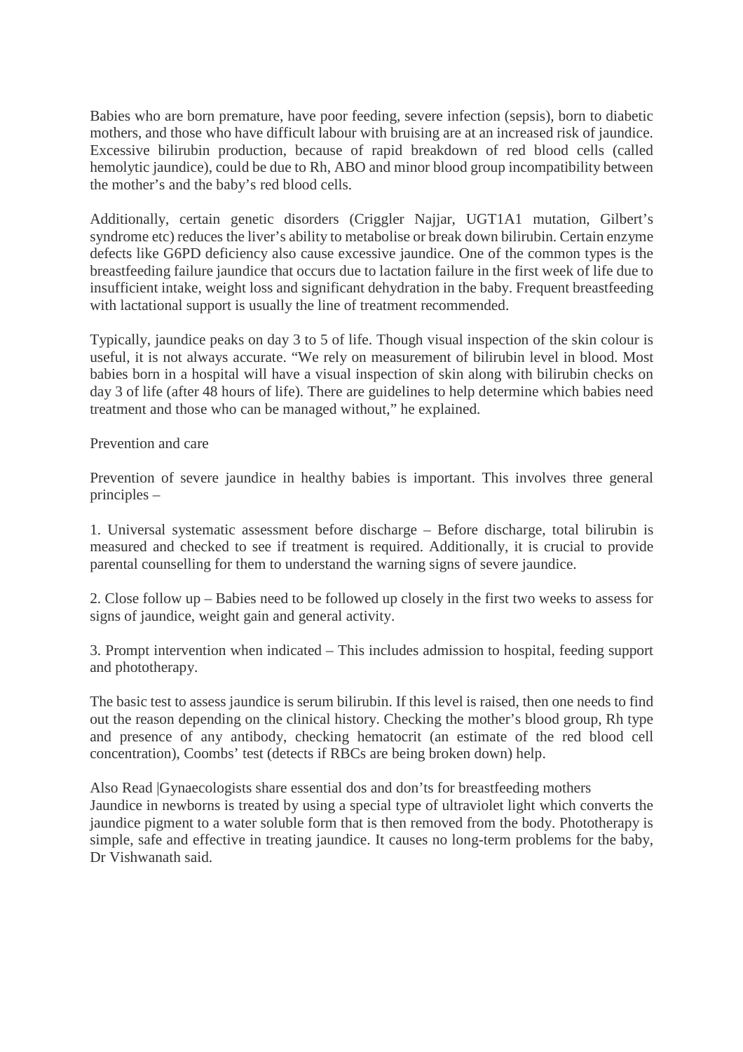Babies who are born premature, have poor feeding, severe infection (sepsis), born to diabetic mothers, and those who have difficult labour with bruising are at an increased risk of jaundice. Excessive bilirubin production, because of rapid breakdown of red blood cells (called hemolytic jaundice), could be due to Rh, ABO and minor blood group incompatibility between the mother's and the baby's red blood cells.

Additionally, certain genetic disorders (Criggler Najjar, UGT1A1 mutation, Gilbert's syndrome etc) reduces the liver's ability to metabolise or break down bilirubin. Certain enzyme defects like G6PD deficiency also cause excessive jaundice. One of the common types is the breastfeeding failure jaundice that occurs due to lactation failure in the first week of life due to insufficient intake, weight loss and significant dehydration in the baby. Frequent breastfeeding with lactational support is usually the line of treatment recommended.

Typically, jaundice peaks on day 3 to 5 of life. Though visual inspection of the skin colour is useful, it is not always accurate. "We rely on measurement of bilirubin level in blood. Most babies born in a hospital will have a visual inspection of skin along with bilirubin checks on day 3 of life (after 48 hours of life). There are guidelines to help determine which babies need treatment and those who can be managed without," he explained.

## Prevention and care

Prevention of severe jaundice in healthy babies is important. This involves three general principles –

1. Universal systematic assessment before discharge – Before discharge, total bilirubin is measured and checked to see if treatment is required. Additionally, it is crucial to provide parental counselling for them to understand the warning signs of severe jaundice.

2. Close follow up – Babies need to be followed up closely in the first two weeks to assess for signs of jaundice, weight gain and general activity.

3. Prompt intervention when indicated – This includes admission to hospital, feeding support and phototherapy.

The basic test to assess jaundice is serum bilirubin. If this level is raised, then one needs to find out the reason depending on the clinical history. Checking the mother's blood group, Rh type and presence of any antibody, checking hematocrit (an estimate of the red blood cell concentration), Coombs' test (detects if RBCs are being broken down) help.

Also Read |Gynaecologists share essential dos and don'ts for breastfeeding mothers

Jaundice in newborns is treated by using a special type of ultraviolet light which converts the jaundice pigment to a water soluble form that is then removed from the body. Phototherapy is simple, safe and effective in treating jaundice. It causes no long-term problems for the baby, Dr Vishwanath said.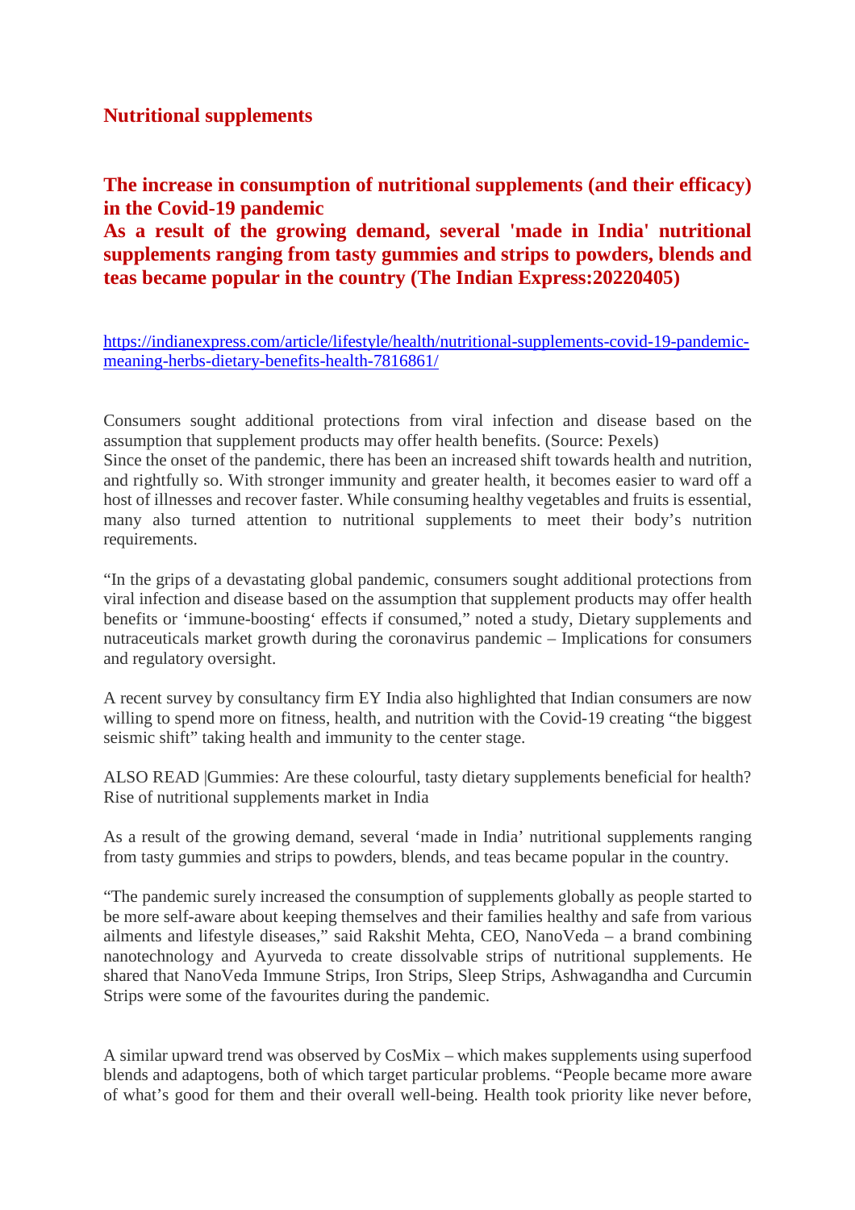## Nutritional supplements

### The increase in consumption of nutritional supplements (and their efficacy) in the Covid-19 pandemic
### As a result of the growing demand, several 'made in India' nutritional supplements ranging from tasty gummies and strips to powders, blends and teas became popular in the country (The Indian Express:20220405)

https://indianexpress.com/article/lifestyle/health/nutritional-supplements-covid-19-pandemic-meaning-herbs-dietary-benefits-health-7816861/

Consumers sought additional protections from viral infection and disease based on the assumption that supplement products may offer health benefits. (Source: Pexels)
Since the onset of the pandemic, there has been an increased shift towards health and nutrition, and rightfully so. With stronger immunity and greater health, it becomes easier to ward off a host of illnesses and recover faster. While consuming healthy vegetables and fruits is essential, many also turned attention to nutritional supplements to meet their body's nutrition requirements.

"In the grips of a devastating global pandemic, consumers sought additional protections from viral infection and disease based on the assumption that supplement products may offer health benefits or 'immune-boosting' effects if consumed," noted a study, Dietary supplements and nutraceuticals market growth during the coronavirus pandemic – Implications for consumers and regulatory oversight.

A recent survey by consultancy firm EY India also highlighted that Indian consumers are now willing to spend more on fitness, health, and nutrition with the Covid-19 creating "the biggest seismic shift" taking health and immunity to the center stage.

ALSO READ |Gummies: Are these colourful, tasty dietary supplements beneficial for health?
Rise of nutritional supplements market in India

As a result of the growing demand, several 'made in India' nutritional supplements ranging from tasty gummies and strips to powders, blends, and teas became popular in the country.

"The pandemic surely increased the consumption of supplements globally as people started to be more self-aware about keeping themselves and their families healthy and safe from various ailments and lifestyle diseases," said Rakshit Mehta, CEO, NanoVeda – a brand combining nanotechnology and Ayurveda to create dissolvable strips of nutritional supplements. He shared that NanoVeda Immune Strips, Iron Strips, Sleep Strips, Ashwagandha and Curcumin Strips were some of the favourites during the pandemic.

A similar upward trend was observed by CosMix – which makes supplements using superfood blends and adaptogens, both of which target particular problems. "People became more aware of what's good for them and their overall well-being. Health took priority like never before,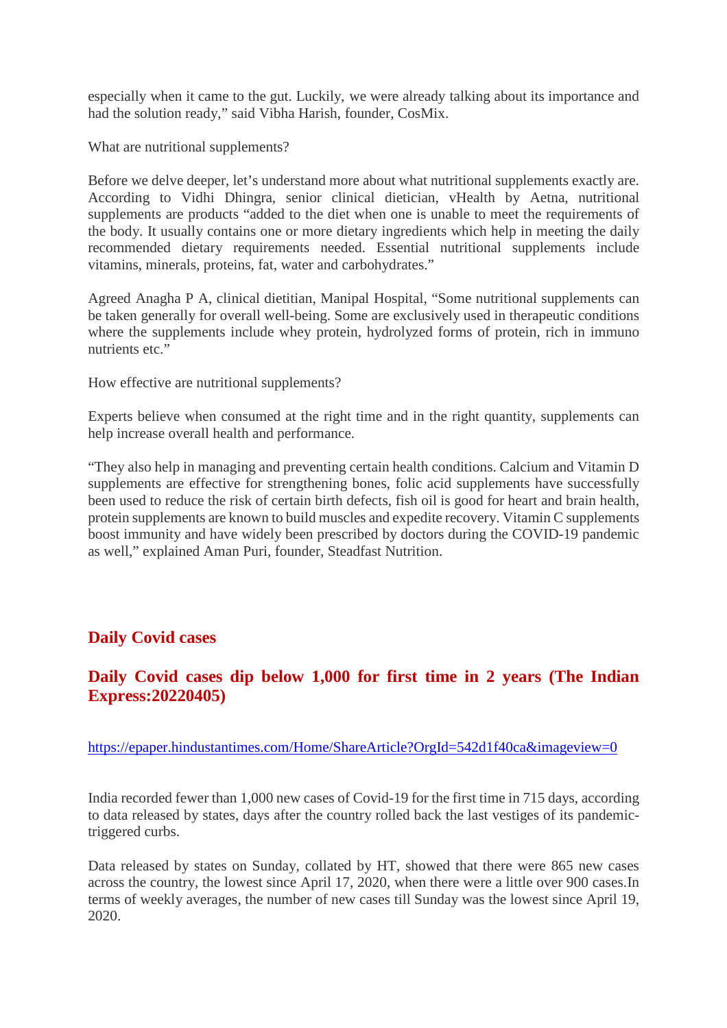especially when it came to the gut. Luckily, we were already talking about its importance and had the solution ready," said Vibha Harish, founder, CosMix.

What are nutritional supplements?

Before we delve deeper, let's understand more about what nutritional supplements exactly are. According to Vidhi Dhingra, senior clinical dietician, vHealth by Aetna, nutritional supplements are products "added to the diet when one is unable to meet the requirements of the body. It usually contains one or more dietary ingredients which help in meeting the daily recommended dietary requirements needed. Essential nutritional supplements include vitamins, minerals, proteins, fat, water and carbohydrates."

Agreed Anagha P A, clinical dietitian, Manipal Hospital, "Some nutritional supplements can be taken generally for overall well-being. Some are exclusively used in therapeutic conditions where the supplements include whey protein, hydrolyzed forms of protein, rich in immuno nutrients etc."

How effective are nutritional supplements?

Experts believe when consumed at the right time and in the right quantity, supplements can help increase overall health and performance.

"They also help in managing and preventing certain health conditions. Calcium and Vitamin D supplements are effective for strengthening bones, folic acid supplements have successfully been used to reduce the risk of certain birth defects, fish oil is good for heart and brain health, protein supplements are known to build muscles and expedite recovery. Vitamin C supplements boost immunity and have widely been prescribed by doctors during the COVID-19 pandemic as well," explained Aman Puri, founder, Steadfast Nutrition.

## Daily Covid cases

## Daily Covid cases dip below 1,000 for first time in 2 years (The Indian Express:20220405)

https://epaper.hindustantimes.com/Home/ShareArticle?OrgId=542d1f40ca&imageview=0

India recorded fewer than 1,000 new cases of Covid-19 for the first time in 715 days, according to data released by states, days after the country rolled back the last vestiges of its pandemic-triggered curbs.

Data released by states on Sunday, collated by HT, showed that there were 865 new cases across the country, the lowest since April 17, 2020, when there were a little over 900 cases.In terms of weekly averages, the number of new cases till Sunday was the lowest since April 19, 2020.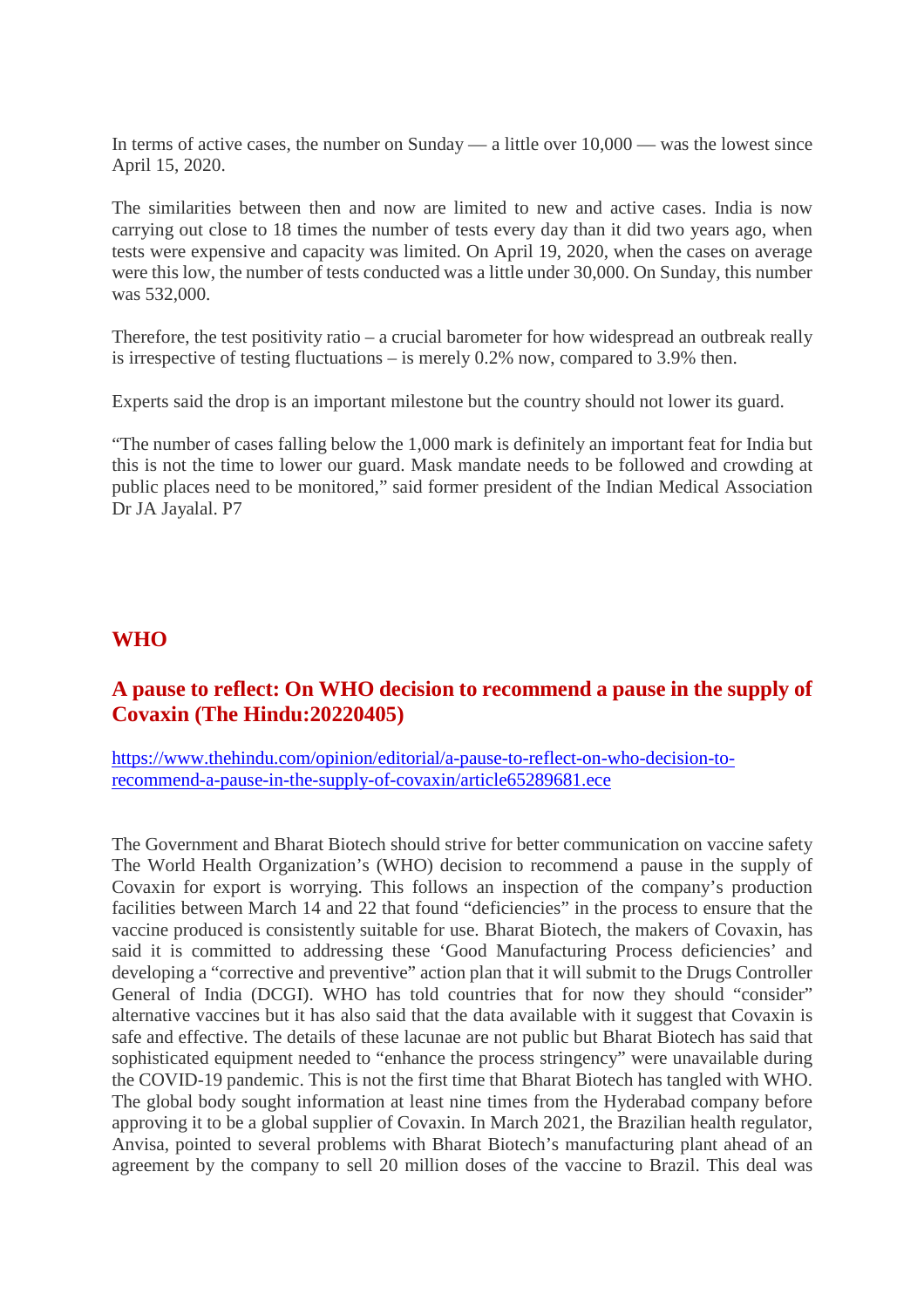In terms of active cases, the number on Sunday — a little over 10,000 — was the lowest since April 15, 2020.

The similarities between then and now are limited to new and active cases. India is now carrying out close to 18 times the number of tests every day than it did two years ago, when tests were expensive and capacity was limited. On April 19, 2020, when the cases on average were this low, the number of tests conducted was a little under 30,000. On Sunday, this number was 532,000.

Therefore, the test positivity ratio – a crucial barometer for how widespread an outbreak really is irrespective of testing fluctuations – is merely 0.2% now, compared to 3.9% then.

Experts said the drop is an important milestone but the country should not lower its guard.

"The number of cases falling below the 1,000 mark is definitely an important feat for India but this is not the time to lower our guard. Mask mandate needs to be followed and crowding at public places need to be monitored," said former president of the Indian Medical Association Dr JA Jayalal. P7

## WHO

### A pause to reflect: On WHO decision to recommend a pause in the supply of Covaxin (The Hindu:20220405)

https://www.thehindu.com/opinion/editorial/a-pause-to-reflect-on-who-decision-to-recommend-a-pause-in-the-supply-of-covaxin/article65289681.ece

The Government and Bharat Biotech should strive for better communication on vaccine safety The World Health Organization's (WHO) decision to recommend a pause in the supply of Covaxin for export is worrying. This follows an inspection of the company's production facilities between March 14 and 22 that found "deficiencies" in the process to ensure that the vaccine produced is consistently suitable for use. Bharat Biotech, the makers of Covaxin, has said it is committed to addressing these 'Good Manufacturing Process deficiencies' and developing a "corrective and preventive" action plan that it will submit to the Drugs Controller General of India (DCGI). WHO has told countries that for now they should "consider" alternative vaccines but it has also said that the data available with it suggest that Covaxin is safe and effective. The details of these lacunae are not public but Bharat Biotech has said that sophisticated equipment needed to "enhance the process stringency" were unavailable during the COVID-19 pandemic. This is not the first time that Bharat Biotech has tangled with WHO. The global body sought information at least nine times from the Hyderabad company before approving it to be a global supplier of Covaxin. In March 2021, the Brazilian health regulator, Anvisa, pointed to several problems with Bharat Biotech's manufacturing plant ahead of an agreement by the company to sell 20 million doses of the vaccine to Brazil. This deal was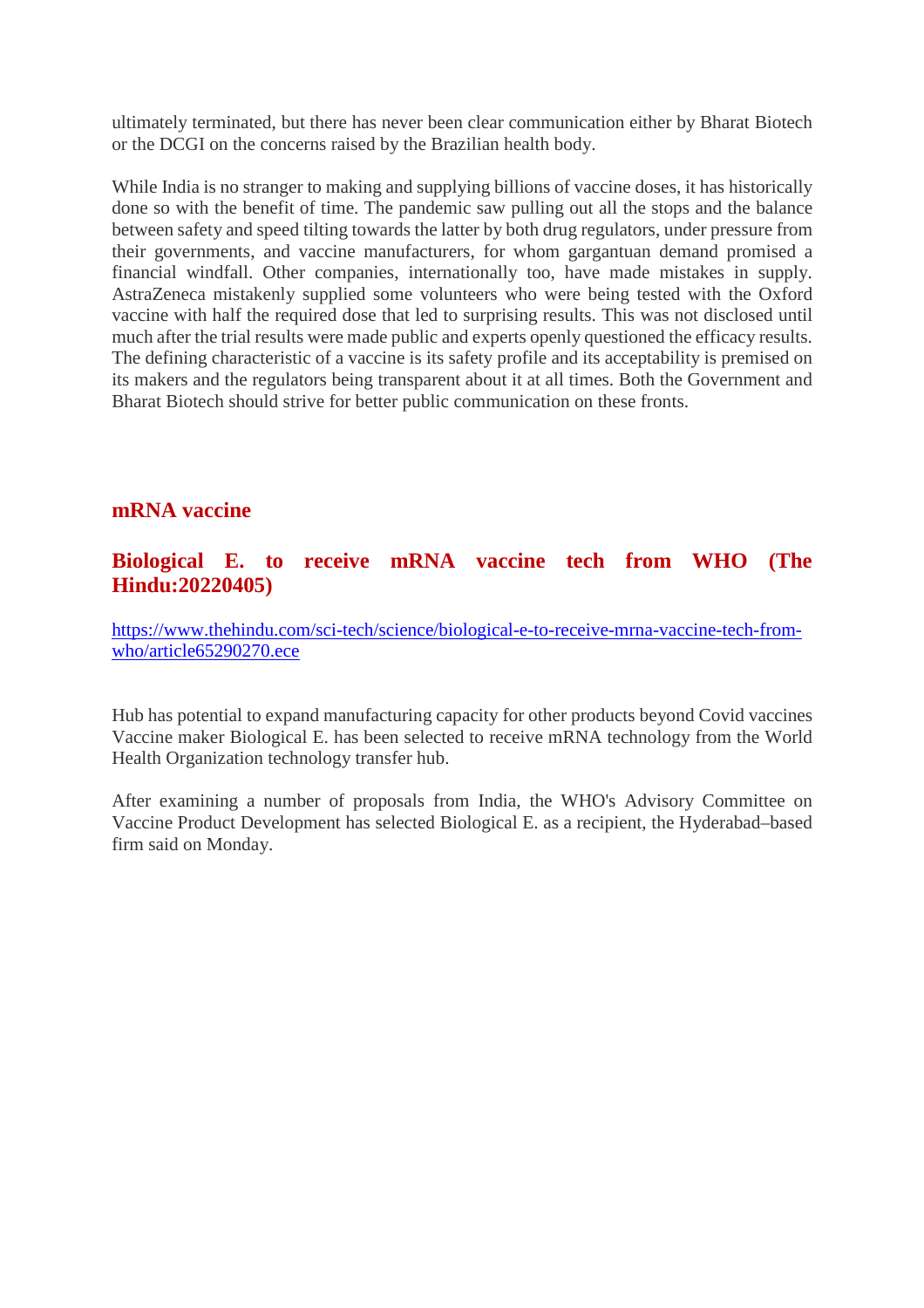ultimately terminated, but there has never been clear communication either by Bharat Biotech or the DCGI on the concerns raised by the Brazilian health body.

While India is no stranger to making and supplying billions of vaccine doses, it has historically done so with the benefit of time. The pandemic saw pulling out all the stops and the balance between safety and speed tilting towards the latter by both drug regulators, under pressure from their governments, and vaccine manufacturers, for whom gargantuan demand promised a financial windfall. Other companies, internationally too, have made mistakes in supply. AstraZeneca mistakenly supplied some volunteers who were being tested with the Oxford vaccine with half the required dose that led to surprising results. This was not disclosed until much after the trial results were made public and experts openly questioned the efficacy results. The defining characteristic of a vaccine is its safety profile and its acceptability is premised on its makers and the regulators being transparent about it at all times. Both the Government and Bharat Biotech should strive for better public communication on these fronts.

## mRNA vaccine

## Biological E. to receive mRNA vaccine tech from WHO (The Hindu:20220405)

https://www.thehindu.com/sci-tech/science/biological-e-to-receive-mrna-vaccine-tech-from-who/article65290270.ece

Hub has potential to expand manufacturing capacity for other products beyond Covid vaccines Vaccine maker Biological E. has been selected to receive mRNA technology from the World Health Organization technology transfer hub.

After examining a number of proposals from India, the WHO's Advisory Committee on Vaccine Product Development has selected Biological E. as a recipient, the Hyderabad–based firm said on Monday.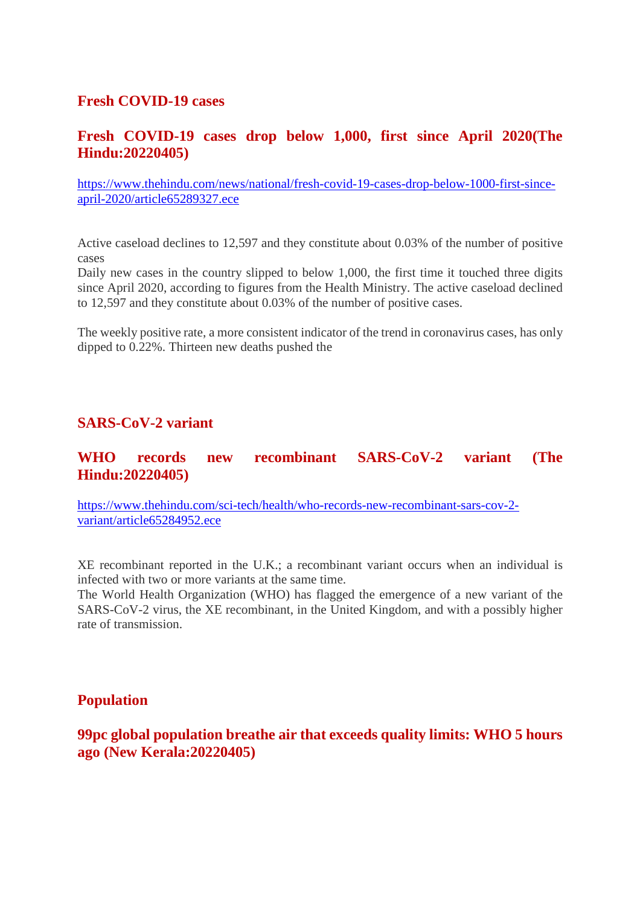## Fresh COVID-19 cases

### Fresh COVID-19 cases drop below 1,000, first since April 2020(The Hindu:20220405)

https://www.thehindu.com/news/national/fresh-covid-19-cases-drop-below-1000-first-since-april-2020/article65289327.ece

Active caseload declines to 12,597 and they constitute about 0.03% of the number of positive cases
Daily new cases in the country slipped to below 1,000, the first time it touched three digits since April 2020, according to figures from the Health Ministry. The active caseload declined to 12,597 and they constitute about 0.03% of the number of positive cases.

The weekly positive rate, a more consistent indicator of the trend in coronavirus cases, has only dipped to 0.22%. Thirteen new deaths pushed the

## SARS-CoV-2 variant

### WHO records new recombinant SARS-CoV-2 variant (The Hindu:20220405)

https://www.thehindu.com/sci-tech/health/who-records-new-recombinant-sars-cov-2-variant/article65284952.ece

XE recombinant reported in the U.K.; a recombinant variant occurs when an individual is infected with two or more variants at the same time.
The World Health Organization (WHO) has flagged the emergence of a new variant of the SARS-CoV-2 virus, the XE recombinant, in the United Kingdom, and with a possibly higher rate of transmission.

## Population

### 99pc global population breathe air that exceeds quality limits: WHO 5 hours ago (New Kerala:20220405)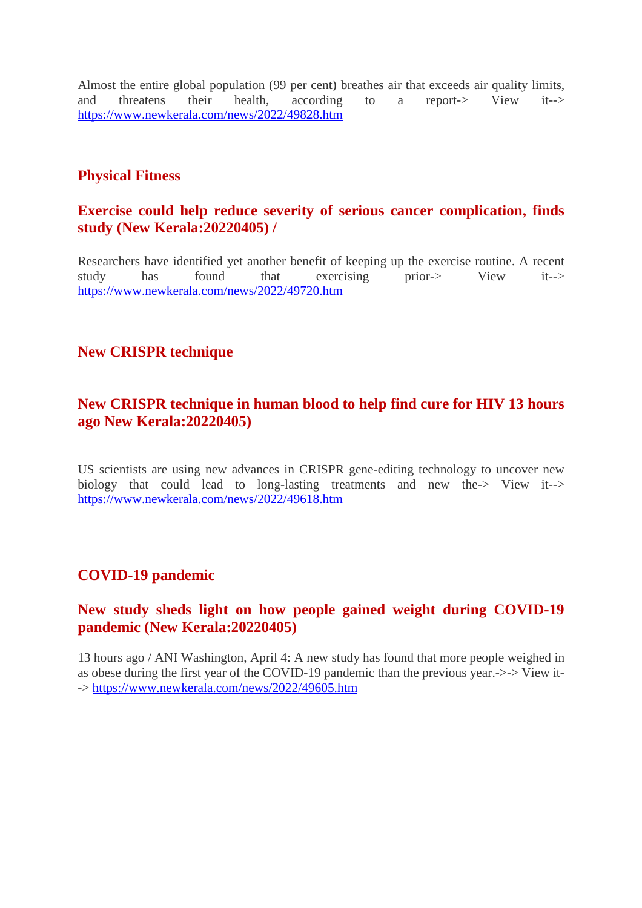Almost the entire global population (99 per cent) breathes air that exceeds air quality limits, and threatens their health, according to a report-> View it--> https://www.newkerala.com/news/2022/49828.htm

## Physical Fitness

### Exercise could help reduce severity of serious cancer complication, finds study (New Kerala:20220405) /

Researchers have identified yet another benefit of keeping up the exercise routine. A recent study has found that exercising prior-> View it--> https://www.newkerala.com/news/2022/49720.htm

## New CRISPR technique

### New CRISPR technique in human blood to help find cure for HIV 13 hours ago New Kerala:20220405)

US scientists are using new advances in CRISPR gene-editing technology to uncover new biology that could lead to long-lasting treatments and new the-> View it--> https://www.newkerala.com/news/2022/49618.htm

## COVID-19 pandemic

### New study sheds light on how people gained weight during COVID-19 pandemic (New Kerala:20220405)

13 hours ago / ANI Washington, April 4: A new study has found that more people weighed in as obese during the first year of the COVID-19 pandemic than the previous year.->-> View it--> https://www.newkerala.com/news/2022/49605.htm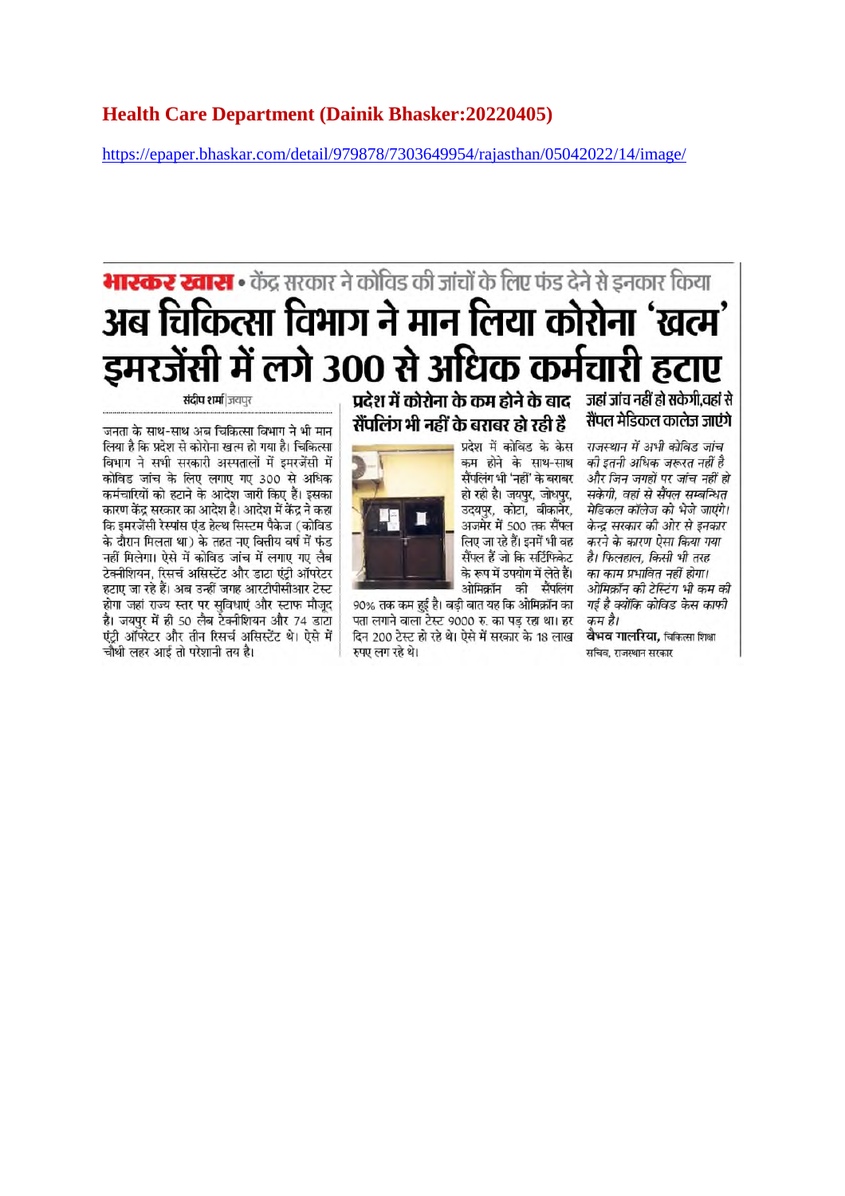## Health Care Department (Dainik Bhasker:20220405)

https://epaper.bhaskar.com/detail/979878/7303649954/rajasthan/05042022/14/image/

**भास्कर खास** • केंद्र सरकार ने कोविड की जांचों के लिए फंड देने से इनकार किया

# अब चिकित्सा विभाग ने मान लिया कोरोना 'खत्म' इमरजेंसी में लगे 300 से अधिक कर्मचारी हटाए

संदीप शर्मा | जयपुर

जनता के साथ-साथ अब चिकित्सा विभाग ने भी मान लिया है कि प्रदेश से कोरोना खत्म हो गया है। चिकित्सा विभाग ने सभी सरकारी अस्पतालों में इमरजेंसी में कोविड जांच के लिए लगाए गए 300 से अधिक कर्मचारियों को हटाने के आदेश जारी किए हैं। इसका कारण केंद्र सरकार का आदेश है। आदेश में केंद्र ने कहा कि इमरजेंसी रेस्पांस एंड हेल्थ सिस्टम पैकेज (कोविड के दौरान मिलता था) के तहत नए वित्तीय वर्ष में फंड नहीं मिलेगा। ऐसे में कोविड जांच में लगाए गए लैब टेक्नीशियन, रिसर्च असिस्टेंट और डाटा एंट्री ऑपरेटर हटाए जा रहे हैं। अब उन्हीं जगह आरटीपीसीआर टेस्ट होगा जहां राज्य स्तर पर सुविधाएं और स्टाफ मौजूद है। जयपुर में ही 50 लैब टेक्नीशियन और 74 डाटा एंट्री ऑपरेटर और तीन रिसर्च असिस्टेंट थे। ऐसे में चौथी लहर आई तो परेशानी तय है।

### प्रदेश में कोरोना के कम होने के बाद सैंपलिंग भी नहीं के बराबर हो रही है

प्रदेश में कोविड के केस कम होने के साथ-साथ सैंपलिंग भी 'नहीं' के बराबर हो रही है। जयपुर, जोधपुर, उदयपुर, कोटा, बीकानेर, अजमेर में 500 तक सैंपल लिए जा रहे हैं। इनमें भी वह सैंपल हैं जो कि सर्टिफिकेट के रूप में उपयोग में लेते हैं। ओमिक्रॉन की सैंपलिंग 90% तक कम हुई है। बड़ी बात यह कि ओमिक्रॉन का पता लगाने वाला टेस्ट 9000 रु. का पड़ रहा था। हर दिन 200 टेस्ट हो रहे थे। ऐसे में सरकार के 18 लाख रुपए लग रहे थे।

### जहां जांच नहीं हो सकेगी, वहां से सैंपल मेडिकल कालेज जाएंगे

*राजस्थान में अभी कोविड जांच की इतनी अधिक जरूरत नहीं है और जिन जगहों पर जांच नहीं हो सकेगी, वहां से सैंपल सम्बन्धित मेडिकल कॉलेज को भेजे जाएंगे। केन्द्र सरकार की ओर से इनकार करने के कारण ऐसा किया गया है। फिलहाल, किसी भी तरह का काम प्रभावित नहीं होगा। ओमिक्रॉन की टेस्टिंग भी कम की गई है क्योंकि कोविड केस काफी कम है।*

**वैभव गालरिया,** चिकित्सा शिक्षा सचिव, राजस्थान सरकार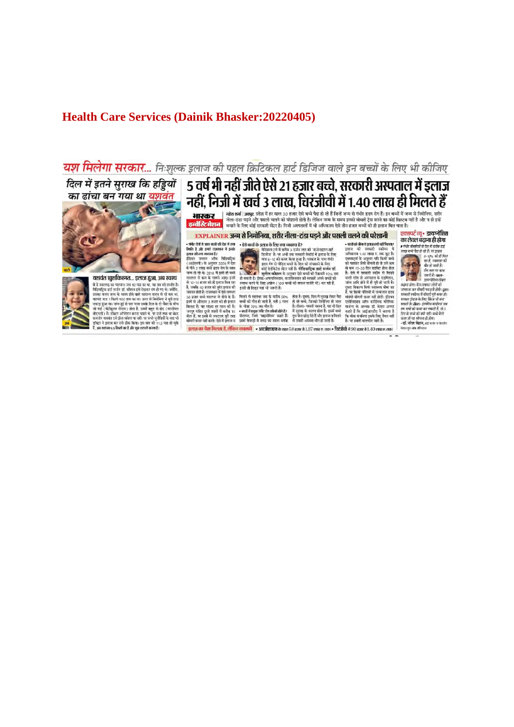# Health Care Services (Dainik Bhasker:20220405)

## यश मिलेगा सरकार... निःशुल्क इलाज की पहल क्रिटिकल हार्ट डिजिज वाले इन बच्चों के लिए भी कीजिए

### दिल में इतने सुराख कि हड्डियों का ढांचा बन गया था यशवंत

पहले

अब

**यशवंत खुशकिस्मत... इलाज हुआ, अब स्वस्थ**

## 5 वर्ष भी नहीं जीते ऐसे 21 हजार बच्चे, सरकारी अस्पताल में इलाज नहीं, निजी में खर्च 3 लाख, चिरंजीवी में 1.40 लाख ही मिलते हैं

**भास्कर इन्वेस्टिगेशन**

**महेश शर्मा | जयपुर.** प्रदेश में हर साल 30 हजार ऐसे बच्चे पैदा हो रहे हैं जिन्हें जन्म से गंभीर हृदय रोग है। इन बच्चों में जन्म से निमोनिया, शरीर नीला-ठंडा पड़ने और पसली चलने की परेशानी होती है। लेकिन जन्म के समय इनकी बीमारी ट्रेस करने का कोई सिस्टम नहीं है और न ही इन्हें बचाने के लिए कोई सरकारी सेंटर है। निजी अस्पतालों में भी अधिकतम ऐसे तीन हजार बच्चों को ही इलाज मिल पाता है।

### EXPLAINER जन्म से निमोनिया, शरीर नीला-ठंडा पड़ने और पसली चलने की परेशानी

### एक्सपर्ट व्यू • डायग्नोसिस का लेवल बढ़ाना ही होगा

**इलाज का पैसा मिलता है, लेकिन नाकाफी** • आरजीएचएस के तहत 58 हजार से 1.37 लाख रु. तक • चिरंजीवी में 90 हजार से 1.40 लाख रु. तक